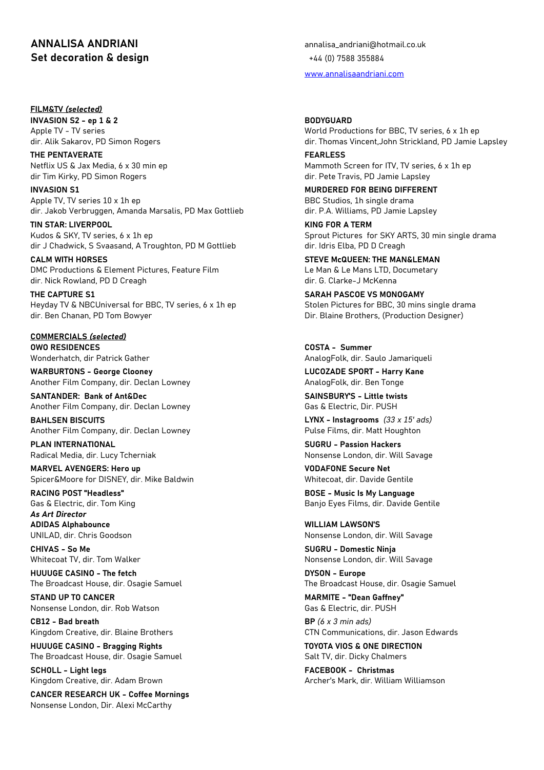# ANNALISA ANDRIANI
## Set decoration & design

annalisa_andriani@hotmail.co.uk
+44 (0) 7588 355884
www.annalisaandriani.com

**FILM&TV *(selected)***

**INVASION S2 - ep 1 & 2**
Apple TV - TV series
dir. Alik Sakarov, PD Simon Rogers

**THE PENTAVERATE**
Netflix US & Jax Media, 6 x 30 min ep
dir Tim Kirky, PD Simon Rogers

**INVASION S1**
Apple TV, TV series 10 x 1h ep
dir. Jakob Verbruggen, Amanda Marsalis, PD Max Gottlieb

**TIN STAR: LIVERPOOL**
Kudos & SKY, TV series, 6 x 1h ep
dir J Chadwick, S Svaasand, A Troughton, PD M Gottlieb

**CALM WITH HORSES**
DMC Productions & Element Pictures, Feature Film
dir. Nick Rowland, PD D Creagh

**THE CAPTURE S1**
Heyday TV & NBCUniversal for BBC, TV series, 6 x 1h ep
dir. Ben Chanan, PD Tom Bowyer

**BODYGUARD**
World Productions for BBC, TV series, 6 x 1h ep
dir. Thomas Vincent,John Strickland, PD Jamie Lapsley

**FEARLESS**
Mammoth Screen for ITV, TV series, 6 x 1h ep
dir. Pete Travis, PD Jamie Lapsley

**MURDERED FOR BEING DIFFERENT**
BBC Studios, 1h single drama
dir. P.A. Williams, PD Jamie Lapsley

**KING FOR A TERM**
Sprout Pictures for SKY ARTS, 30 min single drama
dir. Idris Elba, PD D Creagh

**STEVE McQUEEN: THE MAN&LEMAN**
Le Man & Le Mans LTD, Documetary
dir. G. Clarke-J McKenna

**SARAH PASCOE VS MONOGAMY**
Stolen Pictures for BBC, 30 mins single drama
Dir. Blaine Brothers, (Production Designer)

**COMMERCIALS *(selected)***

**OWO RESIDENCES**
Wonderhatch, dir Patrick Gather

**WARBURTONS - George Clooney**
Another Film Company, dir. Declan Lowney

**SANTANDER: Bank of Ant&Dec**
Another Film Company, dir. Declan Lowney

**BAHLSEN BISCUITS**
Another Film Company, dir. Declan Lowney

**PLAN INTERNATIONAL**
Radical Media, dir. Lucy Tcherniak

**MARVEL AVENGERS: Hero up**
Spicer&Moore for DISNEY, dir. Mike Baldwin

**RACING POST "Headless"**
Gas & Electric, dir. Tom King

**COSTA - Summer**
AnalogFolk, dir. Saulo Jamariqueli

**LUCOZADE SPORT - Harry Kane**
AnalogFolk, dir. Ben Tonge

**SAINSBURY'S - Little twists**
Gas & Electric, Dir. PUSH

**LYNX - Instagrooms** *(33 x 15' ads)*
Pulse Films, dir. Matt Houghton

**SUGRU - Passion Hackers**
Nonsense London, dir. Will Savage

**VODAFONE Secure Net**
Whitecoat, dir. Davide Gentile

**BOSE - Music Is My Language**
Banjo Eyes Films, dir. Davide Gentile

***As Art Director***

**ADIDAS Alphabounce**
UNILAD, dir. Chris Goodson

**CHIVAS - So Me**
Whitecoat TV, dir. Tom Walker

**HUUUGE CASINO - The fetch**
The Broadcast House, dir. Osagie Samuel

**STAND UP TO CANCER**
Nonsense London, dir. Rob Watson

**CB12 - Bad breath**
Kingdom Creative, dir. Blaine Brothers

**HUUUGE CASINO - Bragging Rights**
The Broadcast House, dir. Osagie Samuel

**SCHOLL - Light legs**
Kingdom Creative, dir. Adam Brown

**CANCER RESEARCH UK - Coffee Mornings**
Nonsense London, Dir. Alexi McCarthy

**WILLIAM LAWSON'S**
Nonsense London, dir. Will Savage

**SUGRU - Domestic Ninja**
Nonsense London, dir. Will Savage

**DYSON - Europe**
The Broadcast House, dir. Osagie Samuel

**MARMITE - "Dean Gaffney"**
Gas & Electric, dir. PUSH

**BP** *(6 x 3 min ads)*
CTN Communications, dir. Jason Edwards

**TOYOTA VIOS & ONE DIRECTION**
Salt TV, dir. Dicky Chalmers

**FACEBOOK - Christmas**
Archer's Mark, dir. William Williamson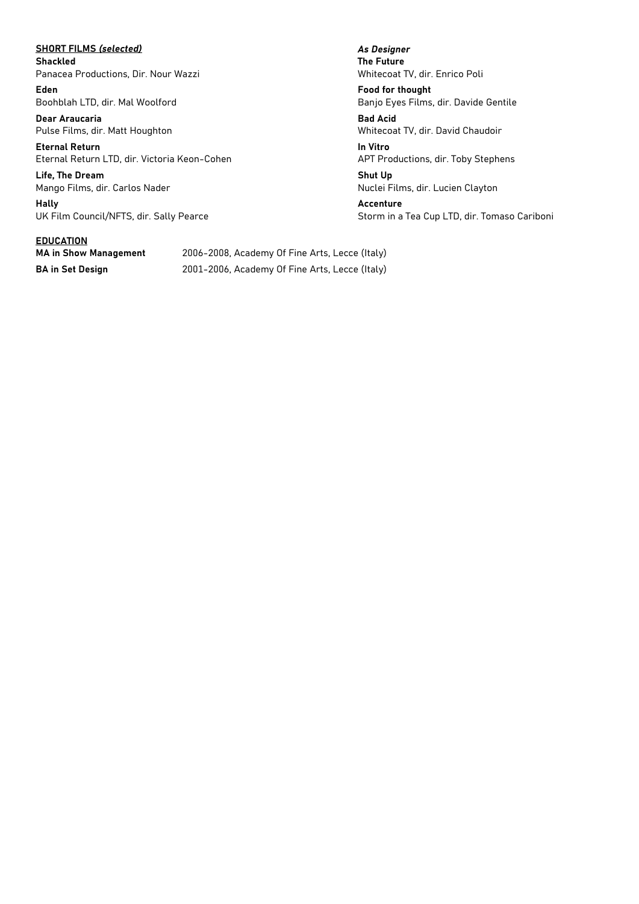**<u>SHORT FILMS *(selected)*</u>**

**Shackled**
Panacea Productions, Dir. Nour Wazzi

**Eden**
Boohblah LTD, dir. Mal Woolford

**Dear Araucaria**
Pulse Films, dir. Matt Houghton

**Eternal Return**
Eternal Return LTD, dir. Victoria Keon-Cohen

**Life, The Dream**
Mango Films, dir. Carlos Nader

**Hally**
UK Film Council/NFTS, dir. Sally Pearce

***As Designer***

**The Future**
Whitecoat TV, dir. Enrico Poli

**Food for thought**
Banjo Eyes Films, dir. Davide Gentile

**Bad Acid**
Whitecoat TV, dir. David Chaudoir

**In Vitro**
APT Productions, dir. Toby Stephens

**Shut Up**
Nuclei Films, dir. Lucien Clayton

**Accenture**
Storm in a Tea Cup LTD, dir. Tomaso Cariboni

**<u>EDUCATION</u>**

**MA in Show Management** 2006-2008, Academy Of Fine Arts, Lecce (Italy)

**BA in Set Design** 2001-2006, Academy Of Fine Arts, Lecce (Italy)